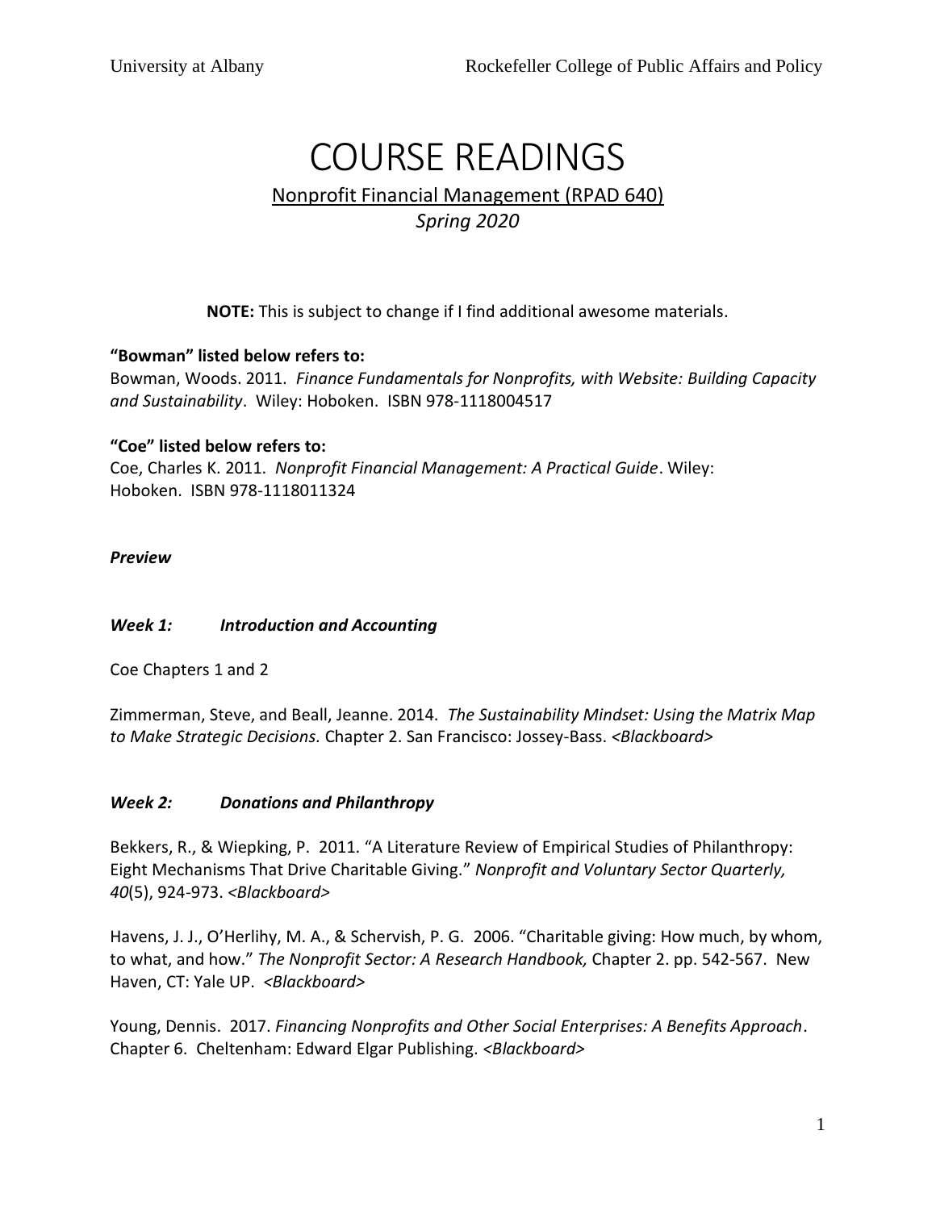# COURSE READINGS

Nonprofit Financial Management (RPAD 640)

*Spring 2020*

**NOTE:** This is subject to change if I find additional awesome materials.

**"Bowman" listed below refers to:**
Bowman, Woods. 2011. *Finance Fundamentals for Nonprofits, with Website: Building Capacity and Sustainability*. Wiley: Hoboken. ISBN 978-1118004517

**"Coe" listed below refers to:**
Coe, Charles K. 2011. *Nonprofit Financial Management: A Practical Guide*. Wiley: Hoboken. ISBN 978-1118011324

***Preview***

### *Week 1: Introduction and Accounting*

Coe Chapters 1 and 2

Zimmerman, Steve, and Beall, Jeanne. 2014. *The Sustainability Mindset: Using the Matrix Map to Make Strategic Decisions.* Chapter 2. San Francisco: Jossey-Bass. <*Blackboard*>

### *Week 2: Donations and Philanthropy*

Bekkers, R., & Wiepking, P. 2011. "A Literature Review of Empirical Studies of Philanthropy: Eight Mechanisms That Drive Charitable Giving." *Nonprofit and Voluntary Sector Quarterly, 40*(5), 924-973. <*Blackboard*>

Havens, J. J., O'Herlihy, M. A., & Schervish, P. G. 2006. "Charitable giving: How much, by whom, to what, and how." *The Nonprofit Sector: A Research Handbook,* Chapter 2. pp. 542-567. New Haven, CT: Yale UP. <*Blackboard*>

Young, Dennis. 2017. *Financing Nonprofits and Other Social Enterprises: A Benefits Approach*. Chapter 6. Cheltenham: Edward Elgar Publishing. <*Blackboard*>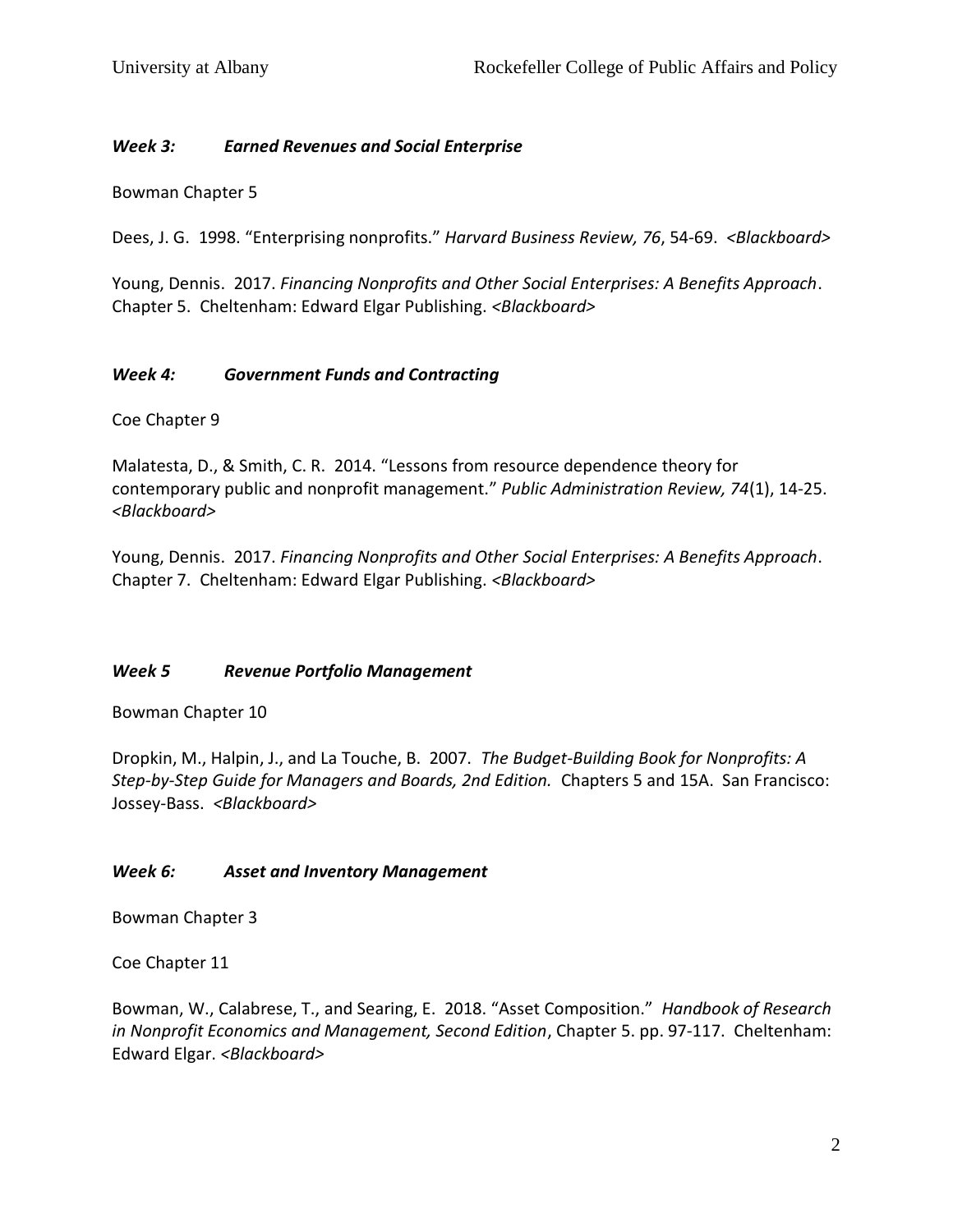### *Week 3: Earned Revenues and Social Enterprise*

Bowman Chapter 5

Dees, J. G. 1998. "Enterprising nonprofits." *Harvard Business Review, 76*, 54-69. *<Blackboard>*

Young, Dennis. 2017. *Financing Nonprofits and Other Social Enterprises: A Benefits Approach*. Chapter 5. Cheltenham: Edward Elgar Publishing. *<Blackboard>*

### *Week 4: Government Funds and Contracting*

Coe Chapter 9

Malatesta, D., & Smith, C. R. 2014. "Lessons from resource dependence theory for contemporary public and nonprofit management." *Public Administration Review, 74*(1), 14-25. *<Blackboard>*

Young, Dennis. 2017. *Financing Nonprofits and Other Social Enterprises: A Benefits Approach*. Chapter 7. Cheltenham: Edward Elgar Publishing. *<Blackboard>*

### *Week 5 Revenue Portfolio Management*

Bowman Chapter 10

Dropkin, M., Halpin, J., and La Touche, B. 2007. *The Budget-Building Book for Nonprofits: A Step-by-Step Guide for Managers and Boards, 2nd Edition.* Chapters 5 and 15A. San Francisco: Jossey-Bass. *<Blackboard>*

### *Week 6: Asset and Inventory Management*

Bowman Chapter 3

Coe Chapter 11

Bowman, W., Calabrese, T., and Searing, E. 2018. "Asset Composition." *Handbook of Research in Nonprofit Economics and Management, Second Edition*, Chapter 5. pp. 97-117. Cheltenham: Edward Elgar. *<Blackboard>*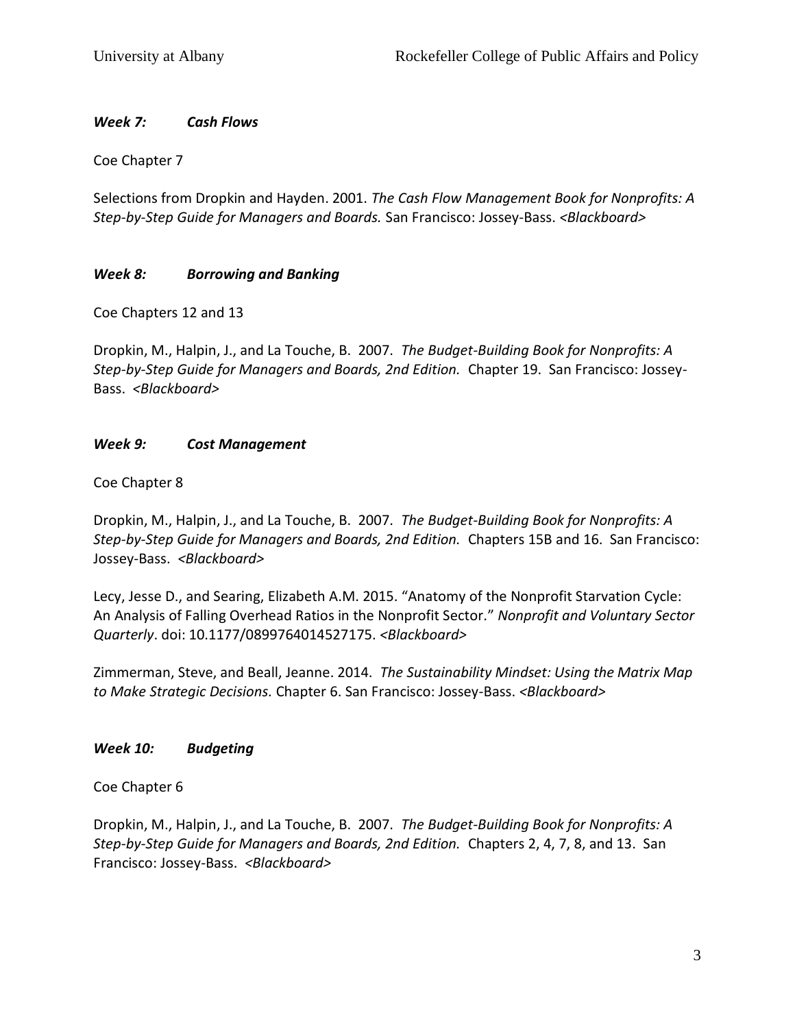### *Week 7: Cash Flows*

Coe Chapter 7

Selections from Dropkin and Hayden. 2001. *The Cash Flow Management Book for Nonprofits: A Step-by-Step Guide for Managers and Boards.* San Francisco: Jossey-Bass. *<Blackboard>*

### *Week 8: Borrowing and Banking*

Coe Chapters 12 and 13

Dropkin, M., Halpin, J., and La Touche, B. 2007. *The Budget-Building Book for Nonprofits: A Step-by-Step Guide for Managers and Boards, 2nd Edition.* Chapter 19. San Francisco: Jossey-Bass. *<Blackboard>*

### *Week 9: Cost Management*

Coe Chapter 8

Dropkin, M., Halpin, J., and La Touche, B. 2007. *The Budget-Building Book for Nonprofits: A Step-by-Step Guide for Managers and Boards, 2nd Edition.* Chapters 15B and 16. San Francisco: Jossey-Bass. *<Blackboard>*

Lecy, Jesse D., and Searing, Elizabeth A.M. 2015. "Anatomy of the Nonprofit Starvation Cycle: An Analysis of Falling Overhead Ratios in the Nonprofit Sector." *Nonprofit and Voluntary Sector Quarterly*. doi: 10.1177/0899764014527175. *<Blackboard>*

Zimmerman, Steve, and Beall, Jeanne. 2014. *The Sustainability Mindset: Using the Matrix Map to Make Strategic Decisions.* Chapter 6. San Francisco: Jossey-Bass. *<Blackboard>*

### *Week 10: Budgeting*

Coe Chapter 6

Dropkin, M., Halpin, J., and La Touche, B. 2007. *The Budget-Building Book for Nonprofits: A Step-by-Step Guide for Managers and Boards, 2nd Edition.* Chapters 2, 4, 7, 8, and 13. San Francisco: Jossey-Bass. *<Blackboard>*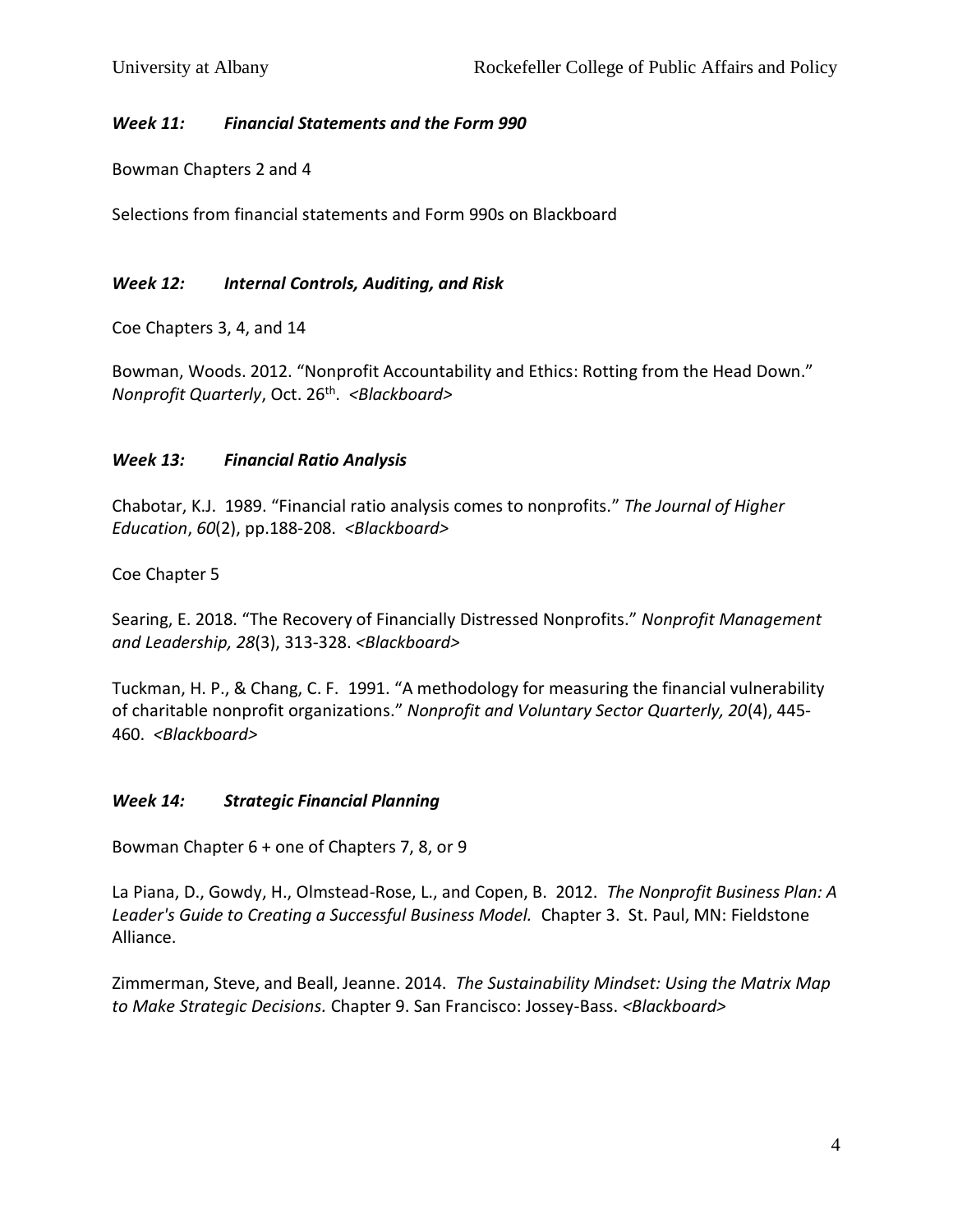### *Week 11: Financial Statements and the Form 990*

Bowman Chapters 2 and 4

Selections from financial statements and Form 990s on Blackboard

### *Week 12: Internal Controls, Auditing, and Risk*

Coe Chapters 3, 4, and 14

Bowman, Woods. 2012. "Nonprofit Accountability and Ethics: Rotting from the Head Down." *Nonprofit Quarterly*, Oct. 26th. *<Blackboard>*

### *Week 13: Financial Ratio Analysis*

Chabotar, K.J. 1989. "Financial ratio analysis comes to nonprofits." *The Journal of Higher Education*, *60*(2), pp.188-208. *<Blackboard>*

Coe Chapter 5

Searing, E. 2018. "The Recovery of Financially Distressed Nonprofits." *Nonprofit Management and Leadership, 28*(3), 313-328. *<Blackboard>*

Tuckman, H. P., & Chang, C. F. 1991. "A methodology for measuring the financial vulnerability of charitable nonprofit organizations." *Nonprofit and Voluntary Sector Quarterly, 20*(4), 445-460. *<Blackboard>*

### *Week 14: Strategic Financial Planning*

Bowman Chapter 6 + one of Chapters 7, 8, or 9

La Piana, D., Gowdy, H., Olmstead-Rose, L., and Copen, B. 2012. *The Nonprofit Business Plan: A Leader's Guide to Creating a Successful Business Model.* Chapter 3. St. Paul, MN: Fieldstone Alliance.

Zimmerman, Steve, and Beall, Jeanne. 2014. *The Sustainability Mindset: Using the Matrix Map to Make Strategic Decisions.* Chapter 9. San Francisco: Jossey-Bass. *<Blackboard>*